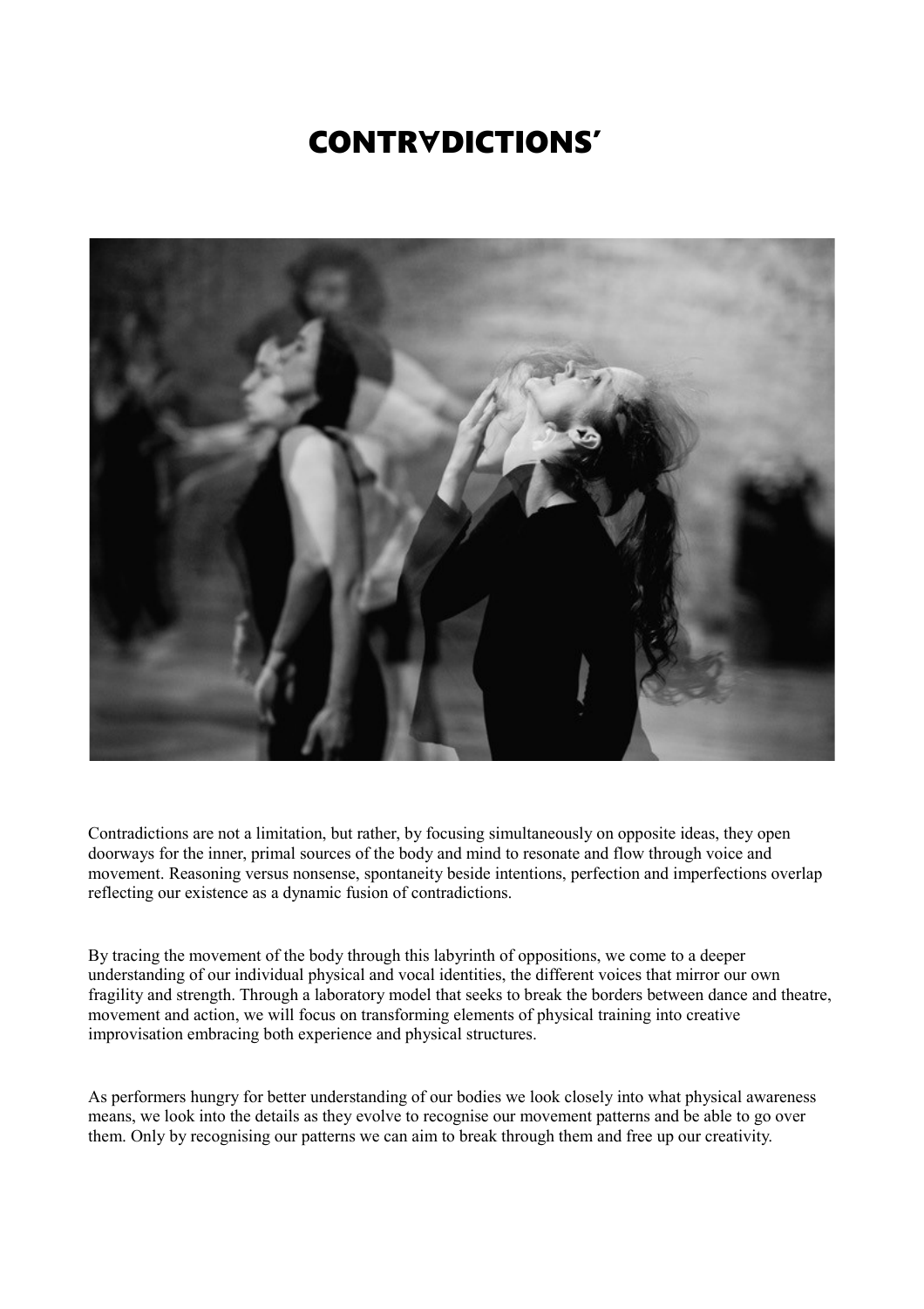# CONTRADICTIONS'

Contradictions are not a limitation, but rather, by focusing simultaneously on opposite ideas, they open doorways for the inner, primal sources of the body and mind to resonate and flow through voice and movement. Reasoning versus nonsense, spontaneity beside intentions, perfection and imperfections overlap reflecting our existence as a dynamic fusion of contradictions.

By tracing the movement of the body through this labyrinth of oppositions, we come to a deeper understanding of our individual physical and vocal identities, the different voices that mirror our own fragility and strength. Through a laboratory model that seeks to break the borders between dance and theatre, movement and action, we will focus on transforming elements of physical training into creative improvisation embracing both experience and physical structures.

As performers hungry for better understanding of our bodies we look closely into what physical awareness means, we look into the details as they evolve to recognise our movement patterns and be able to go over them. Only by recognising our patterns we can aim to break through them and free up our creativity.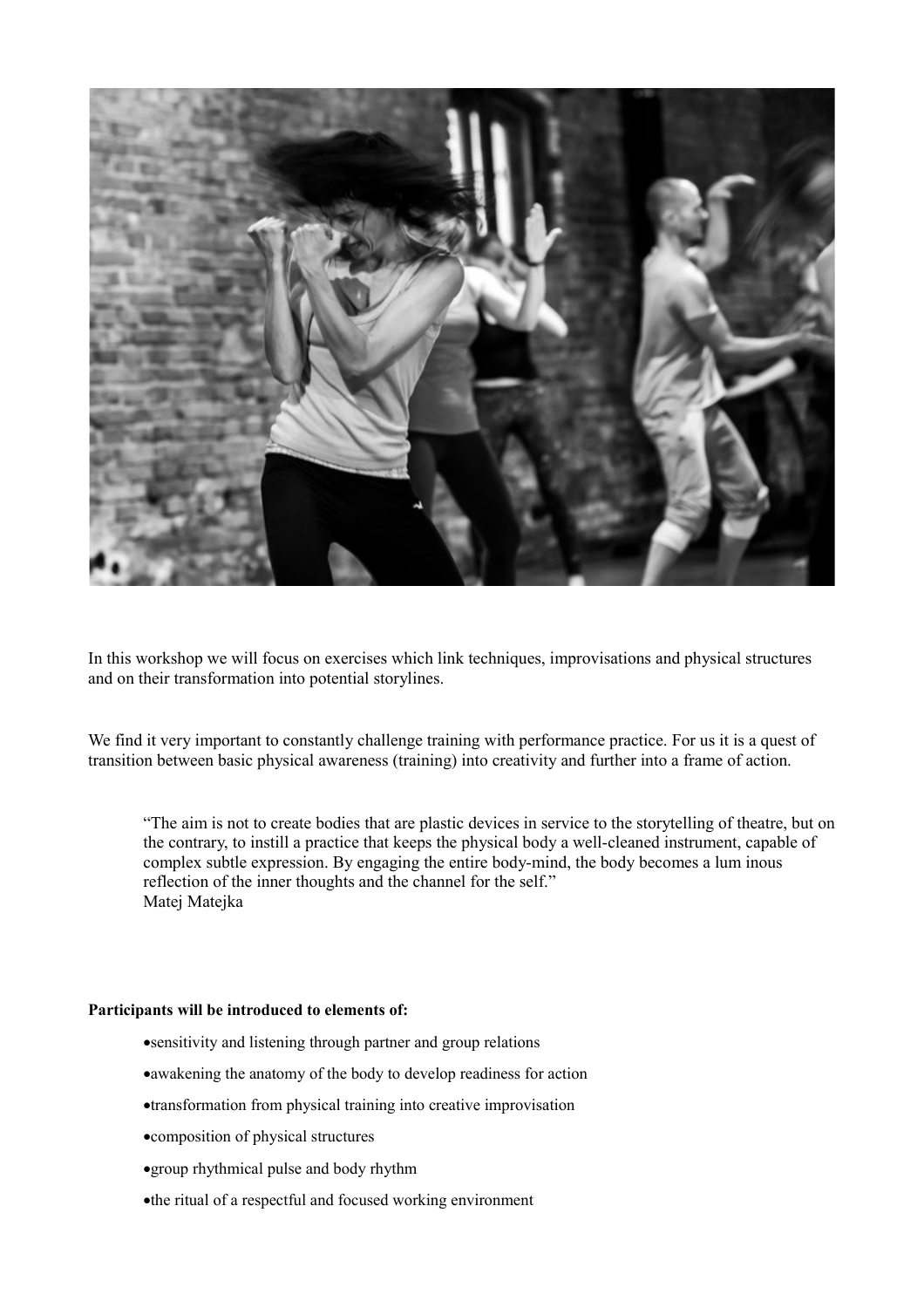In this workshop we will focus on exercises which link techniques, improvisations and physical structures and on their transformation into potential storylines.

We find it very important to constantly challenge training with performance practice. For us it is a quest of transition between basic physical awareness (training) into creativity and further into a frame of action.

> "The aim is not to create bodies that are plastic devices in service to the storytelling of theatre, but on the contrary, to instill a practice that keeps the physical body a well-cleaned instrument, capable of complex subtle expression. By engaging the entire body-mind, the body becomes a lum inous reflection of the inner thoughts and the channel for the self."
> Matej Matejka

**Participants will be introduced to elements of:**

- sensitivity and listening through partner and group relations
- awakening the anatomy of the body to develop readiness for action
- transformation from physical training into creative improvisation
- composition of physical structures
- group rhythmical pulse and body rhythm
- the ritual of a respectful and focused working environment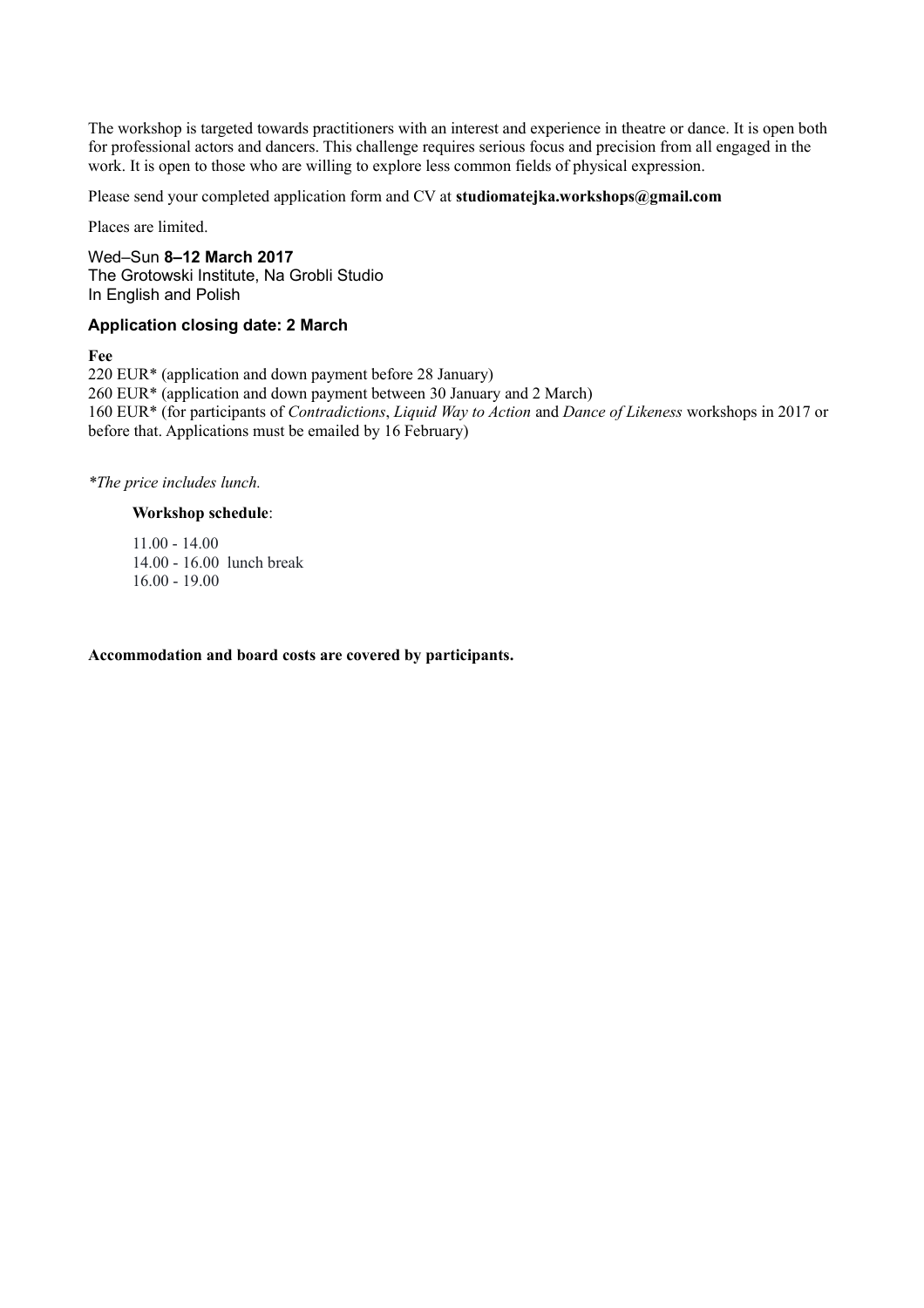The workshop is targeted towards practitioners with an interest and experience in theatre or dance. It is open both for professional actors and dancers. This challenge requires serious focus and precision from all engaged in the work. It is open to those who are willing to explore less common fields of physical expression.

Please send your completed application form and CV at **studiomatejka.workshops@gmail.com**

Places are limited.

Wed–Sun **8–12 March 2017**
The Grotowski Institute, Na Grobli Studio
In English and Polish

**Application closing date: 2 March**

**Fee**
220 EUR* (application and down payment before 28 January)
260 EUR* (application and down payment between 30 January and 2 March)
160 EUR* (for participants of *Contradictions*, *Liquid Way to Action* and *Dance of Likeness* workshops in 2017 or before that. Applications must be emailed by 16 February)

*\*The price includes lunch.*

**Workshop schedule**:

11.00 - 14.00
14.00 - 16.00 lunch break
16.00 - 19.00

**Accommodation and board costs are covered by participants.**